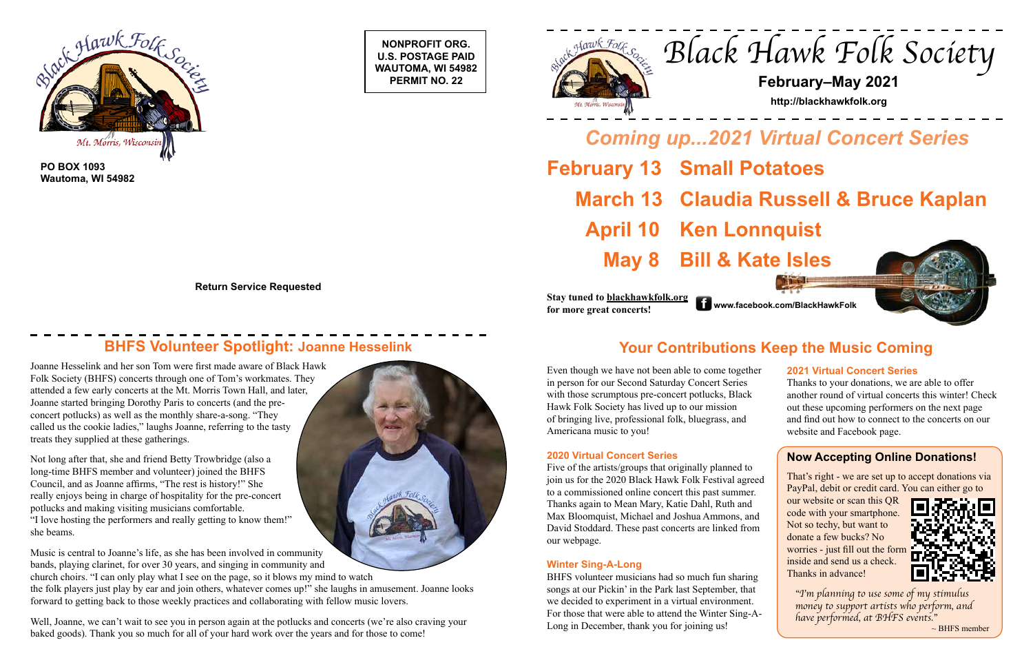Black Hawk Folk Society
Mt. Morris, Wisconsin

**PO BOX 1093**
**Wautoma, WI 54982**

**NONPROFIT ORG.**
**U.S. POSTAGE PAID**
**WAUTOMA, WI 54982**
**PERMIT NO. 22**

**Return Service Requested**

## BHFS Volunteer Spotlight: Joanne Hesselink

Joanne Hesselink and her son Tom were first made aware of Black Hawk Folk Society (BHFS) concerts through one of Tom's workmates. They attended a few early concerts at the Mt. Morris Town Hall, and later, Joanne started bringing Dorothy Paris to concerts (and the pre-concert potlucks) as well as the monthly share-a-song. "They called us the cookie ladies," laughs Joanne, referring to the tasty treats they supplied at these gatherings.

Not long after that, she and friend Betty Trowbridge (also a long-time BHFS member and volunteer) joined the BHFS Council, and as Joanne affirms, "The rest is history!" She really enjoys being in charge of hospitality for the pre-concert potlucks and making visiting musicians comfortable. "I love hosting the performers and really getting to know them!" she beams.

Music is central to Joanne's life, as she has been involved in community bands, playing clarinet, for over 30 years, and singing in community and church choirs. "I can only play what I see on the page, so it blows my mind to watch the folk players just play by ear and join others, whatever comes up!" she laughs in amusement. Joanne looks forward to getting back to those weekly practices and collaborating with fellow music lovers.

Well, Joanne, we can't wait to see you in person again at the potlucks and concerts (we're also craving your baked goods). Thank you so much for all of your hard work over the years and for those to come!

# Black Hawk Folk Society

**February–May 2021**

**http://blackhawkfolk.org**

## *Coming up...2021 Virtual Concert Series*

**February 13 Small Potatoes**

**March 13 Claudia Russell & Bruce Kaplan**

**April 10 Ken Lonnquist**

**May 8 Bill & Kate Isles**

**Stay tuned to blackhawkfolk.org for more great concerts!**

**www.facebook.com/BlackHawkFolk**

## Your Contributions Keep the Music Coming

Even though we have not been able to come together in person for our Second Saturday Concert Series with those scrumptious pre-concert potlucks, Black Hawk Folk Society has lived up to our mission of bringing live, professional folk, bluegrass, and Americana music to you!

### 2020 Virtual Concert Series

Five of the artists/groups that originally planned to join us for the 2020 Black Hawk Folk Festival agreed to a commissioned online concert this past summer. Thanks again to Mean Mary, Katie Dahl, Ruth and Max Bloomquist, Michael and Joshua Ammons, and David Stoddard. These past concerts are linked from our webpage.

### Winter Sing-A-Long

BHFS volunteer musicians had so much fun sharing songs at our Pickin' in the Park last September, that we decided to experiment in a virtual environment. For those that were able to attend the Winter Sing-A-Long in December, thank you for joining us!

### 2021 Virtual Concert Series

Thanks to your donations, we are able to offer another round of virtual concerts this winter! Check out these upcoming performers on the next page and find out how to connect to the concerts on our website and Facebook page.

### Now Accepting Online Donations!

That's right - we are set up to accept donations via PayPal, debit or credit card. You can either go to our website or scan this QR code with your smartphone. Not so techy, but want to donate a few bucks? No worries - just fill out the form inside and send us a check. Thanks in advance!

*"I'm planning to use some of my stimulus money to support artists who perform, and have performed, at BHFS events."*
~ BHFS member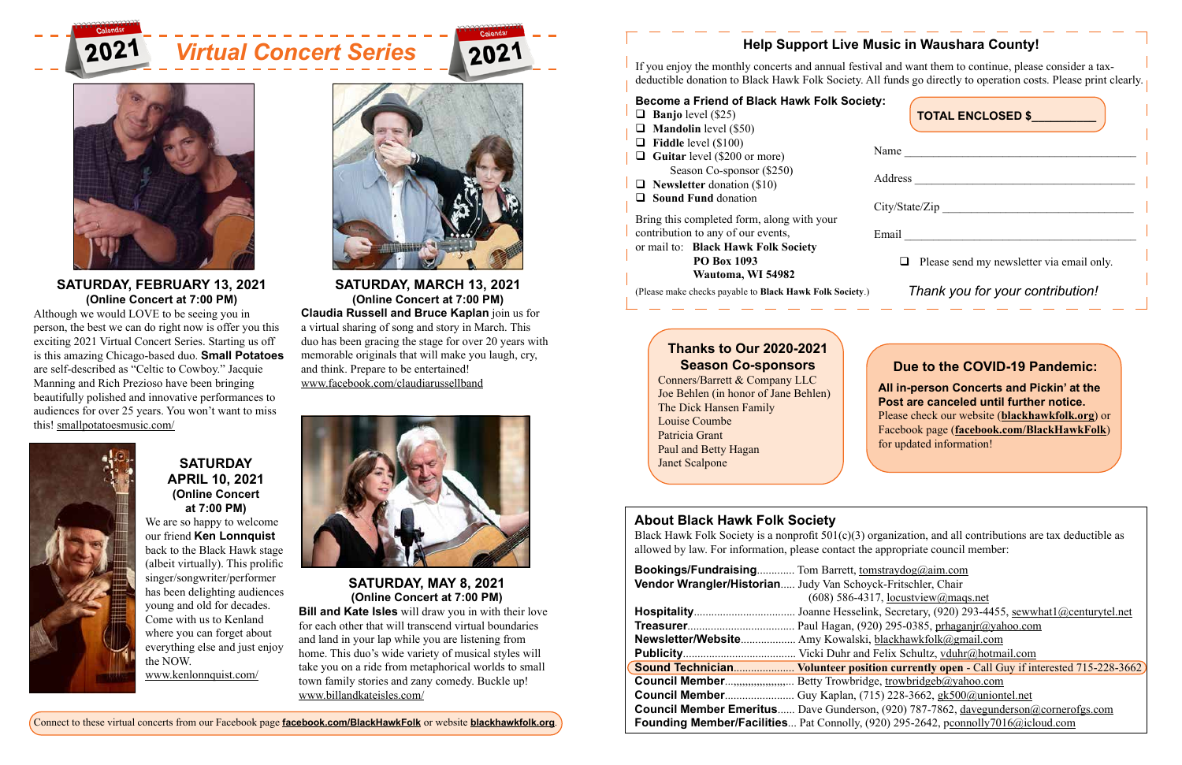# 2021 Virtual Concert Series

### SATURDAY, FEBRUARY 13, 2021
**(Online Concert at 7:00 PM)**

Although we would LOVE to be seeing you in person, the best we can do right now is offer you this exciting 2021 Virtual Concert Series. Starting us off is this amazing Chicago-based duo. **Small Potatoes** are self-described as "Celtic to Cowboy." Jacquie Manning and Rich Prezioso have been bringing beautifully polished and innovative performances to audiences for over 25 years. You won't want to miss this! smallpotatoesmusic.com/

### SATURDAY, MARCH 13, 2021
**(Online Concert at 7:00 PM)**

**Claudia Russell and Bruce Kaplan** join us for a virtual sharing of song and story in March. This duo has been gracing the stage for over 20 years with memorable originals that will make you laugh, cry, and think. Prepare to be entertained! www.facebook.com/claudiarussellband

### SATURDAY APRIL 10, 2021
**(Online Concert at 7:00 PM)**

We are so happy to welcome our friend **Ken Lonnquist** back to the Black Hawk stage (albeit virtually). This prolific singer/songwriter/performer has been delighting audiences young and old for decades. Come with us to Kenland where you can forget about everything else and just enjoy the NOW. www.kenlonnquist.com/

### SATURDAY, MAY 8, 2021
**(Online Concert at 7:00 PM)**

**Bill and Kate Isles** will draw you in with their love for each other that will transcend virtual boundaries and land in your lap while you are listening from home. This duo's wide variety of musical styles will take you on a ride from metaphorical worlds to small town family stories and zany comedy. Buckle up! www.billandkateisles.com/

Connect to these virtual concerts from our Facebook page **facebook.com/BlackHawkFolk** or website **blackhawkfolk.org**.

## Help Support Live Music in Waushara County!

If you enjoy the monthly concerts and annual festival and want them to continue, please consider a tax-deductible donation to Black Hawk Folk Society. All funds go directly to operation costs. Please print clearly.

**Become a Friend of Black Hawk Folk Society:**

- ☐ **Banjo** level ($25)
- ☐ **Mandolin** level ($50)
- ☐ **Fiddle** level ($100)
- ☐ **Guitar** level ($200 or more)
  Season Co-sponsor ($250)
- ☐ **Newsletter** donation ($10)
- ☐ **Sound Fund** donation

**TOTAL ENCLOSED $__________**

Name ________________________________

Address ________________________________

City/State/Zip ________________________________

Email ________________________________

☐ Please send my newsletter via email only.

Bring this completed form, along with your contribution to any of our events,
or mail to: **Black Hawk Folk Society**
**PO Box 1093**
**Wautoma, WI 54982**

(Please make checks payable to **Black Hawk Folk Society**.)

*Thank you for your contribution!*

### Thanks to Our 2020-2021 Season Co-sponsors

Conners/Barrett & Company LLC
Joe Behlen (in honor of Jane Behlen)
The Dick Hansen Family
Louise Coumbe
Patricia Grant
Paul and Betty Hagan
Janet Scalpone

### Due to the COVID-19 Pandemic:

**All in-person Concerts and Pickin' at the Post are canceled until further notice.**
Please check our website (**blackhawkfolk.org**) or Facebook page (**facebook.com/BlackHawkFolk**) for updated information!

## About Black Hawk Folk Society

Black Hawk Folk Society is a nonprofit 501(c)(3) organization, and all contributions are tax deductible as allowed by law. For information, please contact the appropriate council member:

**Bookings/Fundraising**............. Tom Barrett, tomstraydog@aim.com
**Vendor Wrangler/Historian**..... Judy Van Schoyck-Fritschler, Chair (608) 586-4317, locustview@maqs.net
**Hospitality**.................................. Joanne Hesselink, Secretary, (920) 293-4455, sewwhat1@centurytel.net
**Treasurer**.................................... Paul Hagan, (920) 295-0385, prhaganjr@yahoo.com
**Newsletter/Website**.................. Amy Kowalski, blackhawkfolk@gmail.com
**Publicity**...................................... Vicki Duhr and Felix Schultz, vduhr@hotmail.com
**Sound Technician**..................... **Volunteer position currently open** - Call Guy if interested 715-228-3662
**Council Member**........................ Betty Trowbridge, trowbridgeb@yahoo.com
**Council Member**........................ Guy Kaplan, (715) 228-3662, gk500@uniontel.net
**Council Member Emeritus**...... Dave Gunderson, (920) 787-7862, davegunderson@cornerofgs.com
**Founding Member/Facilities**... Pat Connolly, (920) 295-2642, pconnolly7016@icloud.com